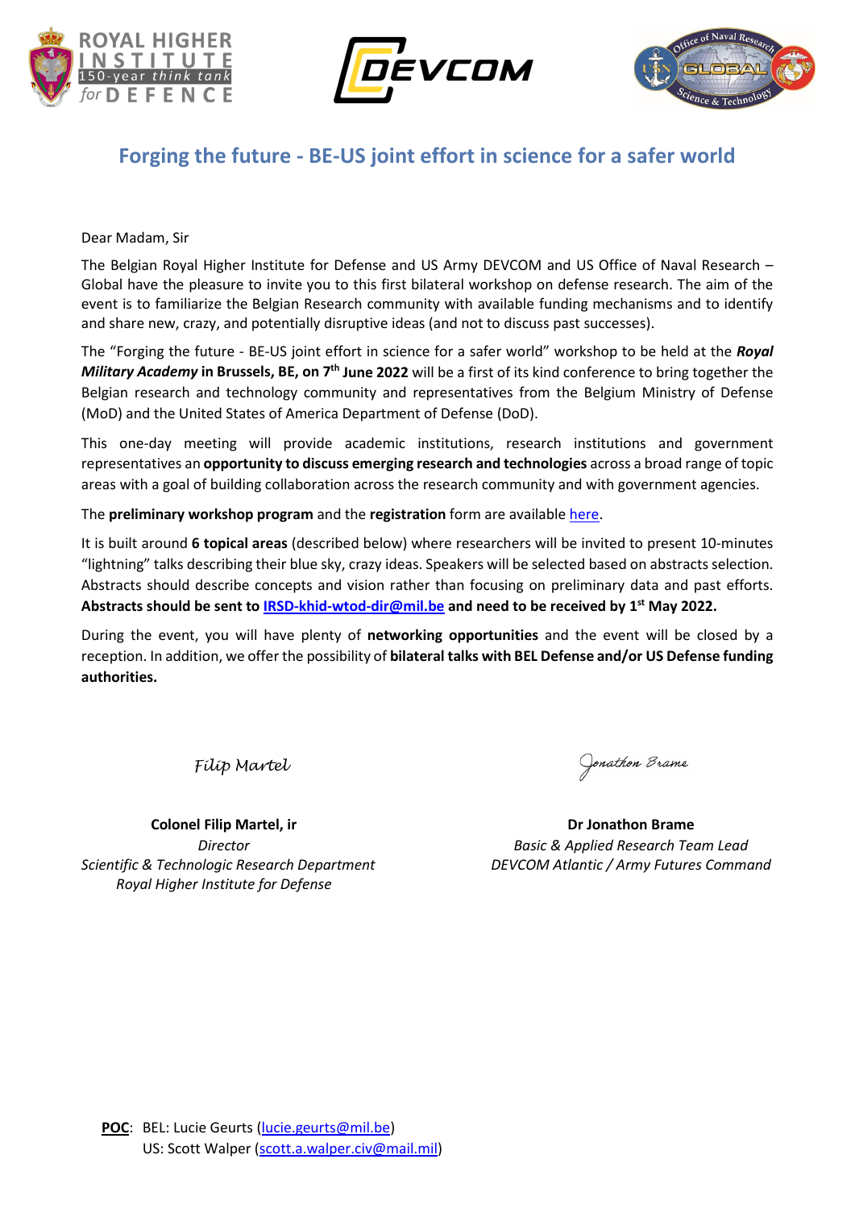# Forging the future - BE-US joint effort in science for a safer world

Dear Madam, Sir

The Belgian Royal Higher Institute for Defense and US Army DEVCOM and US Office of Naval Research – Global have the pleasure to invite you to this first bilateral workshop on defense research. The aim of the event is to familiarize the Belgian Research community with available funding mechanisms and to identify and share new, crazy, and potentially disruptive ideas (and not to discuss past successes).

The "Forging the future - BE-US joint effort in science for a safer world" workshop to be held at the ***Royal Military Academy*** **in Brussels, BE, on 7th June 2022** will be a first of its kind conference to bring together the Belgian research and technology community and representatives from the Belgium Ministry of Defense (MoD) and the United States of America Department of Defense (DoD).

This one-day meeting will provide academic institutions, research institutions and government representatives an **opportunity to discuss emerging research and technologies** across a broad range of topic areas with a goal of building collaboration across the research community and with government agencies.

The **preliminary workshop program** and the **registration** form are available here.

It is built around **6 topical areas** (described below) where researchers will be invited to present 10-minutes "lightning" talks describing their blue sky, crazy ideas. Speakers will be selected based on abstracts selection. Abstracts should describe concepts and vision rather than focusing on preliminary data and past efforts. **Abstracts should be sent to IRSD-khid-wtod-dir@mil.be and need to be received by 1st May 2022.**

During the event, you will have plenty of **networking opportunities** and the event will be closed by a reception. In addition, we offer the possibility of **bilateral talks with BEL Defense and/or US Defense funding authorities.**

*Filip Martel*

**Colonel Filip Martel, ir**
*Director*
*Scientific & Technologic Research Department*
*Royal Higher Institute for Defense*

*Jonathon Brame*

**Dr Jonathon Brame**
*Basic & Applied Research Team Lead*
*DEVCOM Atlantic / Army Futures Command*

**POC**: BEL: Lucie Geurts (lucie.geurts@mil.be)
US: Scott Walper (scott.a.walper.civ@mail.mil)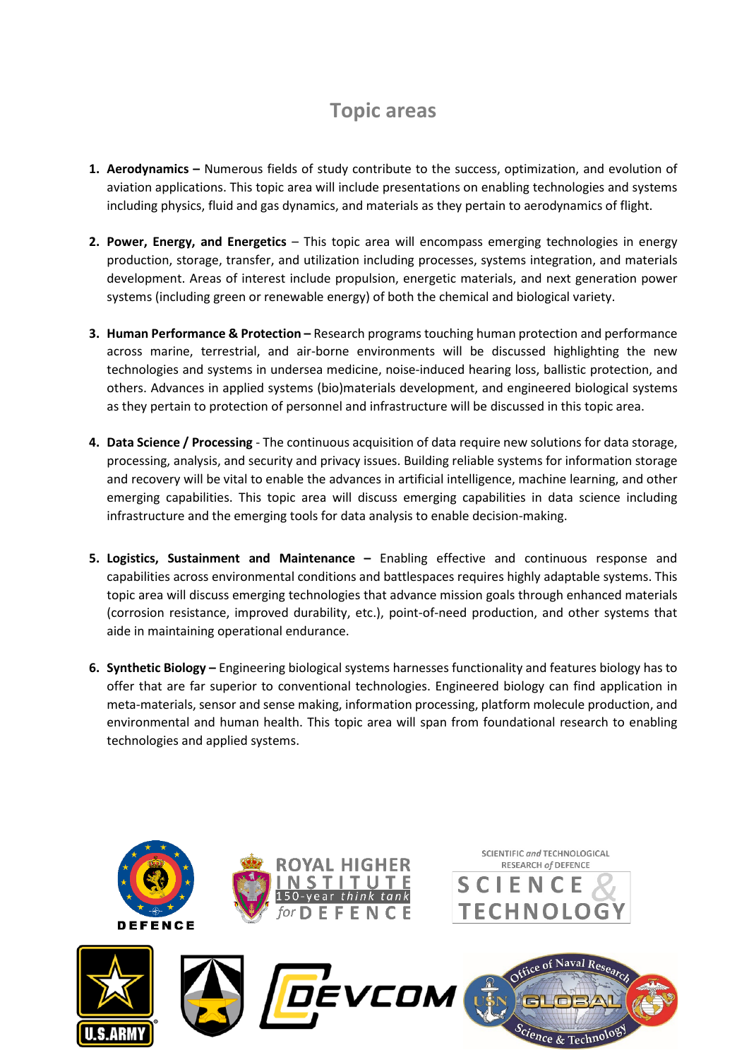# Topic areas

1. **Aerodynamics –** Numerous fields of study contribute to the success, optimization, and evolution of aviation applications. This topic area will include presentations on enabling technologies and systems including physics, fluid and gas dynamics, and materials as they pertain to aerodynamics of flight.

2. **Power, Energy, and Energetics** – This topic area will encompass emerging technologies in energy production, storage, transfer, and utilization including processes, systems integration, and materials development. Areas of interest include propulsion, energetic materials, and next generation power systems (including green or renewable energy) of both the chemical and biological variety.

3. **Human Performance & Protection –** Research programs touching human protection and performance across marine, terrestrial, and air-borne environments will be discussed highlighting the new technologies and systems in undersea medicine, noise-induced hearing loss, ballistic protection, and others. Advances in applied systems (bio)materials development, and engineered biological systems as they pertain to protection of personnel and infrastructure will be discussed in this topic area.

4. **Data Science / Processing** - The continuous acquisition of data require new solutions for data storage, processing, analysis, and security and privacy issues. Building reliable systems for information storage and recovery will be vital to enable the advances in artificial intelligence, machine learning, and other emerging capabilities. This topic area will discuss emerging capabilities in data science including infrastructure and the emerging tools for data analysis to enable decision-making.

5. **Logistics, Sustainment and Maintenance –** Enabling effective and continuous response and capabilities across environmental conditions and battlespaces requires highly adaptable systems. This topic area will discuss emerging technologies that advance mission goals through enhanced materials (corrosion resistance, improved durability, etc.), point-of-need production, and other systems that aide in maintaining operational endurance.

6. **Synthetic Biology –** Engineering biological systems harnesses functionality and features biology has to offer that are far superior to conventional technologies. Engineered biology can find application in meta-materials, sensor and sense making, information processing, platform molecule production, and environmental and human health. This topic area will span from foundational research to enabling technologies and applied systems.

DEFENCE

ROYAL HIGHER INSTITUTE 150-year *think tank* *for* DEFENCE

SCIENTIFIC *and* TECHNOLOGICAL RESEARCH *of* DEFENCE SCIENCE & TECHNOLOGY

U.S.ARMY

DEVCOM

Office of Naval Research GLOBAL Science & Technology